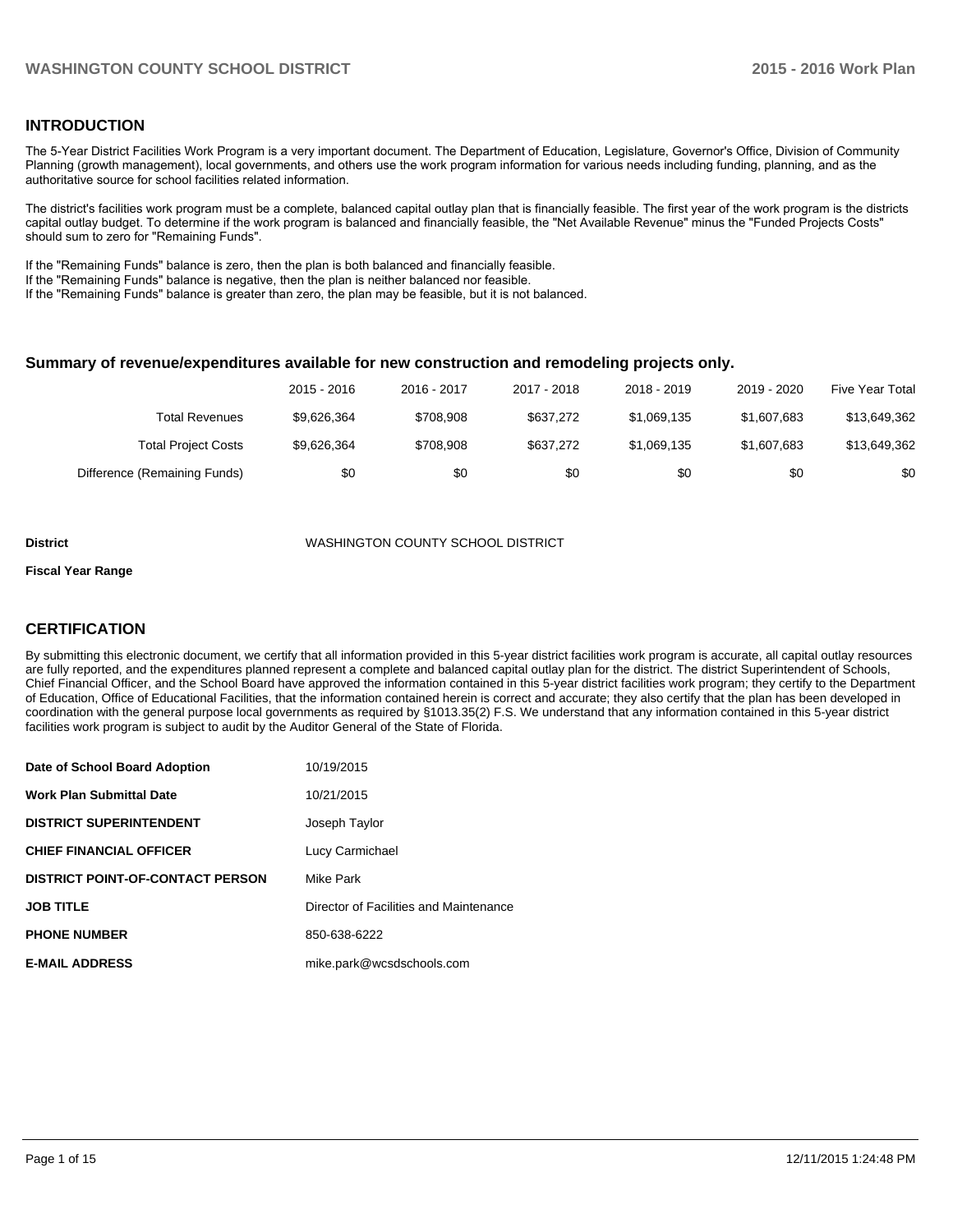## INTRODUCTION

The 5-Year District Facilities Work Program is a very important document. The Department of Education, Legislature, Governor's Office, Division of Community Planning (growth management), local governments, and others use the work program information for various needs including funding, planning, and as the authoritative source for school facilities related information.

The district's facilities work program must be a complete, balanced capital outlay plan that is financially feasible. The first year of the work program is the districts capital outlay budget. To determine if the work program is balanced and financially feasible, the "Net Available Revenue" minus the "Funded Projects Costs" should sum to zero for "Remaining Funds".

If the "Remaining Funds" balance is zero, then the plan is both balanced and financially feasible.
If the "Remaining Funds" balance is negative, then the plan is neither balanced nor feasible.
If the "Remaining Funds" balance is greater than zero, the plan may be feasible, but it is not balanced.

### Summary of revenue/expenditures available for new construction and remodeling projects only.

| | 2015 - 2016 | 2016 - 2017 | 2017 - 2018 | 2018 - 2019 | 2019 - 2020 | Five Year Total |
|---|---|---|---|---|---|---|
| Total Revenues | $9,626,364 | $708,908 | $637,272 | $1,069,135 | $1,607,683 | $13,649,362 |
| Total Project Costs | $9,626,364 | $708,908 | $637,272 | $1,069,135 | $1,607,683 | $13,649,362 |
| Difference (Remaining Funds) | $0 | $0 | $0 | $0 | $0 | $0 |

**District** WASHINGTON COUNTY SCHOOL DISTRICT

**Fiscal Year Range**

## CERTIFICATION

By submitting this electronic document, we certify that all information provided in this 5-year district facilities work program is accurate, all capital outlay resources are fully reported, and the expenditures planned represent a complete and balanced capital outlay plan for the district. The district Superintendent of Schools, Chief Financial Officer, and the School Board have approved the information contained in this 5-year district facilities work program; they certify to the Department of Education, Office of Educational Facilities, that the information contained herein is correct and accurate; they also certify that the plan has been developed in coordination with the general purpose local governments as required by §1013.35(2) F.S. We understand that any information contained in this 5-year district facilities work program is subject to audit by the Auditor General of the State of Florida.

| | |
|---|---|
| **Date of School Board Adoption** | 10/19/2015 |
| **Work Plan Submittal Date** | 10/21/2015 |
| **DISTRICT SUPERINTENDENT** | Joseph Taylor |
| **CHIEF FINANCIAL OFFICER** | Lucy Carmichael |
| **DISTRICT POINT-OF-CONTACT PERSON** | Mike Park |
| **JOB TITLE** | Director of Facilities and Maintenance |
| **PHONE NUMBER** | 850-638-6222 |
| **E-MAIL ADDRESS** | mike.park@wcsdschools.com |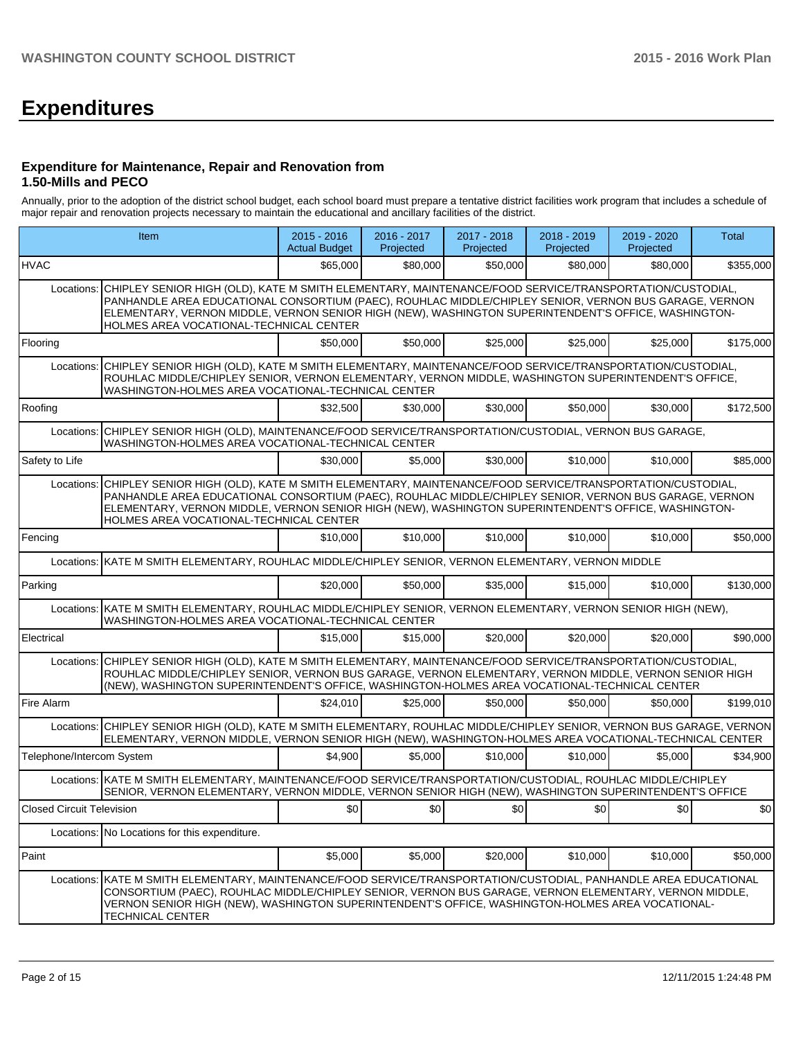# Expenditures

### Expenditure for Maintenance, Repair and Renovation from 1.50-Mills and PECO

Annually, prior to the adoption of the district school budget, each school board must prepare a tentative district facilities work program that includes a schedule of major repair and renovation projects necessary to maintain the educational and ancillary facilities of the district.

| Item | | 2015 - 2016 Actual Budget | 2016 - 2017 Projected | 2017 - 2018 Projected | 2018 - 2019 Projected | 2019 - 2020 Projected | Total |
|---|---|---|---|---|---|---|---|
| HVAC | | $65,000 | $80,000 | $50,000 | $80,000 | $80,000 | $355,000 |
| Locations: | CHIPLEY SENIOR HIGH (OLD), KATE M SMITH ELEMENTARY, MAINTENANCE/FOOD SERVICE/TRANSPORTATION/CUSTODIAL, PANHANDLE AREA EDUCATIONAL CONSORTIUM (PAEC), ROUHLAC MIDDLE/CHIPLEY SENIOR, VERNON BUS GARAGE, VERNON ELEMENTARY, VERNON MIDDLE, VERNON SENIOR HIGH (NEW), WASHINGTON SUPERINTENDENT'S OFFICE, WASHINGTON-HOLMES AREA VOCATIONAL-TECHNICAL CENTER | | | | | | |
| Flooring | | $50,000 | $50,000 | $25,000 | $25,000 | $25,000 | $175,000 |
| Locations: | CHIPLEY SENIOR HIGH (OLD), KATE M SMITH ELEMENTARY, MAINTENANCE/FOOD SERVICE/TRANSPORTATION/CUSTODIAL, ROUHLAC MIDDLE/CHIPLEY SENIOR, VERNON ELEMENTARY, VERNON MIDDLE, WASHINGTON SUPERINTENDENT'S OFFICE, WASHINGTON-HOLMES AREA VOCATIONAL-TECHNICAL CENTER | | | | | | |
| Roofing | | $32,500 | $30,000 | $30,000 | $50,000 | $30,000 | $172,500 |
| Locations: | CHIPLEY SENIOR HIGH (OLD), MAINTENANCE/FOOD SERVICE/TRANSPORTATION/CUSTODIAL, VERNON BUS GARAGE, WASHINGTON-HOLMES AREA VOCATIONAL-TECHNICAL CENTER | | | | | | |
| Safety to Life | | $30,000 | $5,000 | $30,000 | $10,000 | $10,000 | $85,000 |
| Locations: | CHIPLEY SENIOR HIGH (OLD), KATE M SMITH ELEMENTARY, MAINTENANCE/FOOD SERVICE/TRANSPORTATION/CUSTODIAL, PANHANDLE AREA EDUCATIONAL CONSORTIUM (PAEC), ROUHLAC MIDDLE/CHIPLEY SENIOR, VERNON BUS GARAGE, VERNON ELEMENTARY, VERNON MIDDLE, VERNON SENIOR HIGH (NEW), WASHINGTON SUPERINTENDENT'S OFFICE, WASHINGTON-HOLMES AREA VOCATIONAL-TECHNICAL CENTER | | | | | | |
| Fencing | | $10,000 | $10,000 | $10,000 | $10,000 | $10,000 | $50,000 |
| Locations: | KATE M SMITH ELEMENTARY, ROUHLAC MIDDLE/CHIPLEY SENIOR, VERNON ELEMENTARY, VERNON MIDDLE | | | | | | |
| Parking | | $20,000 | $50,000 | $35,000 | $15,000 | $10,000 | $130,000 |
| Locations: | KATE M SMITH ELEMENTARY, ROUHLAC MIDDLE/CHIPLEY SENIOR, VERNON ELEMENTARY, VERNON SENIOR HIGH (NEW), WASHINGTON-HOLMES AREA VOCATIONAL-TECHNICAL CENTER | | | | | | |
| Electrical | | $15,000 | $15,000 | $20,000 | $20,000 | $20,000 | $90,000 |
| Locations: | CHIPLEY SENIOR HIGH (OLD), KATE M SMITH ELEMENTARY, MAINTENANCE/FOOD SERVICE/TRANSPORTATION/CUSTODIAL, ROUHLAC MIDDLE/CHIPLEY SENIOR, VERNON BUS GARAGE, VERNON ELEMENTARY, VERNON MIDDLE, VERNON SENIOR HIGH (NEW), WASHINGTON SUPERINTENDENT'S OFFICE, WASHINGTON-HOLMES AREA VOCATIONAL-TECHNICAL CENTER | | | | | | |
| Fire Alarm | | $24,010 | $25,000 | $50,000 | $50,000 | $50,000 | $199,010 |
| Locations: | CHIPLEY SENIOR HIGH (OLD), KATE M SMITH ELEMENTARY, ROUHLAC MIDDLE/CHIPLEY SENIOR, VERNON BUS GARAGE, VERNON ELEMENTARY, VERNON MIDDLE, VERNON SENIOR HIGH (NEW), WASHINGTON-HOLMES AREA VOCATIONAL-TECHNICAL CENTER | | | | | | |
| Telephone/Intercom System | | $4,900 | $5,000 | $10,000 | $10,000 | $5,000 | $34,900 |
| Locations: | KATE M SMITH ELEMENTARY, MAINTENANCE/FOOD SERVICE/TRANSPORTATION/CUSTODIAL, ROUHLAC MIDDLE/CHIPLEY SENIOR, VERNON ELEMENTARY, VERNON MIDDLE, VERNON SENIOR HIGH (NEW), WASHINGTON SUPERINTENDENT'S OFFICE | | | | | | |
| Closed Circuit Television | | $0 | $0 | $0 | $0 | $0 | $0 |
| Locations: | No Locations for this expenditure. | | | | | | |
| Paint | | $5,000 | $5,000 | $20,000 | $10,000 | $10,000 | $50,000 |
| Locations: | KATE M SMITH ELEMENTARY, MAINTENANCE/FOOD SERVICE/TRANSPORTATION/CUSTODIAL, PANHANDLE AREA EDUCATIONAL CONSORTIUM (PAEC), ROUHLAC MIDDLE/CHIPLEY SENIOR, VERNON BUS GARAGE, VERNON ELEMENTARY, VERNON MIDDLE, VERNON SENIOR HIGH (NEW), WASHINGTON SUPERINTENDENT'S OFFICE, WASHINGTON-HOLMES AREA VOCATIONAL-TECHNICAL CENTER | | | | | | |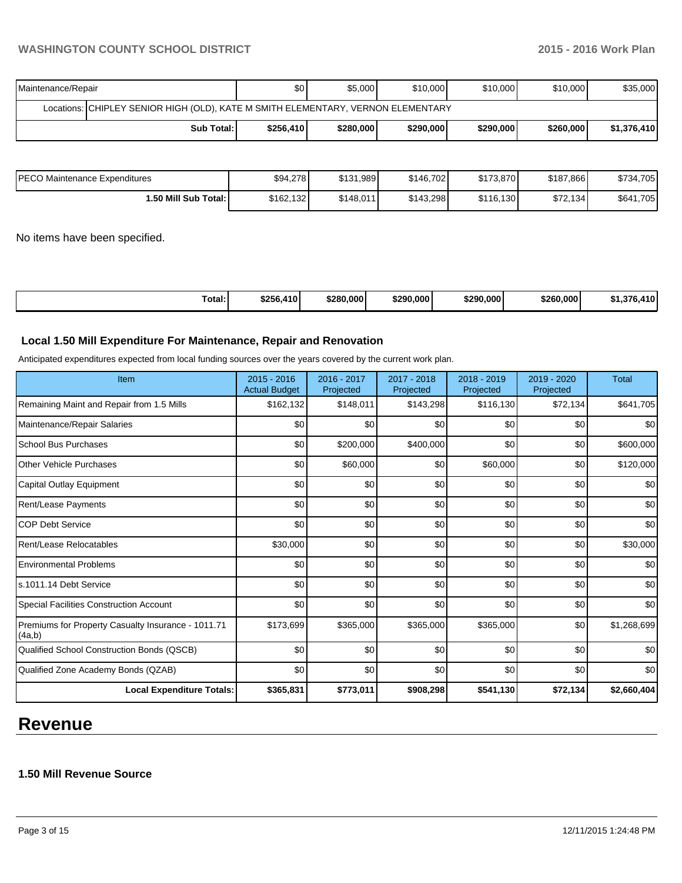| Maintenance/Repair | $0 | $5,000 | $10,000 | $10,000 | $10,000 | $35,000 |
|---|---|---|---|---|---|---|
| Locations: CHIPLEY SENIOR HIGH (OLD), KATE M SMITH ELEMENTARY, VERNON ELEMENTARY | | | | | | |
| **Sub Total:** | **$256,410** | **$280,000** | **$290,000** | **$290,000** | **$260,000** | **$1,376,410** |

| PECO Maintenance Expenditures | $94,278 | $131,989 | $146,702 | $173,870 | $187,866 | $734,705 |
|---|---|---|---|---|---|---|
| **1.50 Mill Sub Total:** | $162,132 | $148,011 | $143,298 | $116,130 | $72,134 | $641,705 |

No items have been specified.

| **Total:** | **$256,410** | **$280,000** | **$290,000** | **$290,000** | **$260,000** | **$1,376,410** |
|---|---|---|---|---|---|---|

### Local 1.50 Mill Expenditure For Maintenance, Repair and Renovation

Anticipated expenditures expected from local funding sources over the years covered by the current work plan.

| Item | 2015 - 2016 Actual Budget | 2016 - 2017 Projected | 2017 - 2018 Projected | 2018 - 2019 Projected | 2019 - 2020 Projected | Total |
|---|---|---|---|---|---|---|
| Remaining Maint and Repair from 1.5 Mills | $162,132 | $148,011 | $143,298 | $116,130 | $72,134 | $641,705 |
| Maintenance/Repair Salaries | $0 | $0 | $0 | $0 | $0 | $0 |
| School Bus Purchases | $0 | $200,000 | $400,000 | $0 | $0 | $600,000 |
| Other Vehicle Purchases | $0 | $60,000 | $0 | $60,000 | $0 | $120,000 |
| Capital Outlay Equipment | $0 | $0 | $0 | $0 | $0 | $0 |
| Rent/Lease Payments | $0 | $0 | $0 | $0 | $0 | $0 |
| COP Debt Service | $0 | $0 | $0 | $0 | $0 | $0 |
| Rent/Lease Relocatables | $30,000 | $0 | $0 | $0 | $0 | $30,000 |
| Environmental Problems | $0 | $0 | $0 | $0 | $0 | $0 |
| s.1011.14 Debt Service | $0 | $0 | $0 | $0 | $0 | $0 |
| Special Facilities Construction Account | $0 | $0 | $0 | $0 | $0 | $0 |
| Premiums for Property Casualty Insurance - 1011.71 (4a,b) | $173,699 | $365,000 | $365,000 | $365,000 | $0 | $1,268,699 |
| Qualified School Construction Bonds (QSCB) | $0 | $0 | $0 | $0 | $0 | $0 |
| Qualified Zone Academy Bonds (QZAB) | $0 | $0 | $0 | $0 | $0 | $0 |
| **Local Expenditure Totals:** | **$365,831** | **$773,011** | **$908,298** | **$541,130** | **$72,134** | **$2,660,404** |

# Revenue

### 1.50 Mill Revenue Source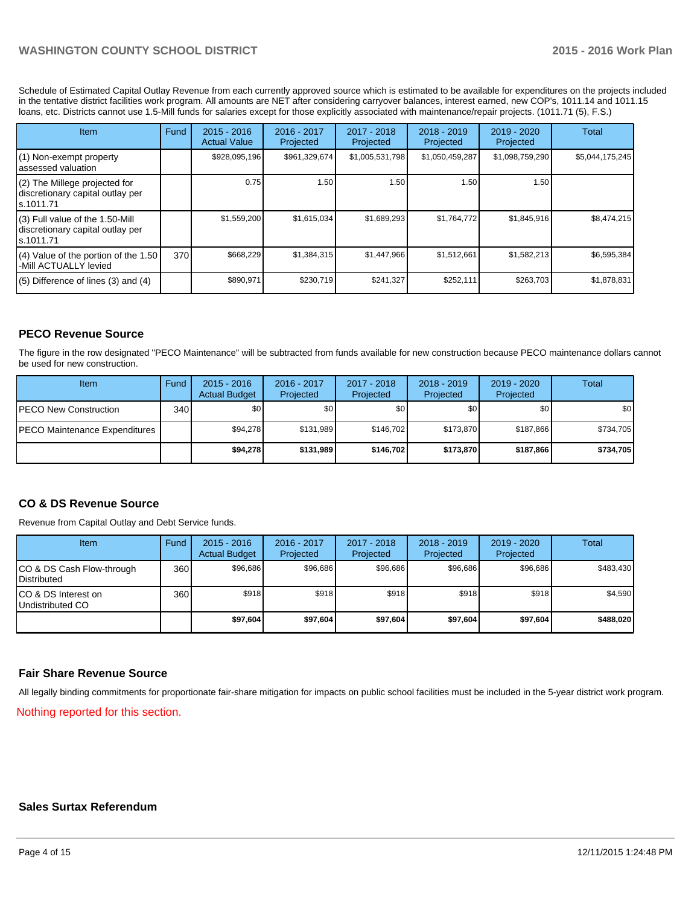Schedule of Estimated Capital Outlay Revenue from each currently approved source which is estimated to be available for expenditures on the projects included in the tentative district facilities work program. All amounts are NET after considering carryover balances, interest earned, new COP's, 1011.14 and 1011.15 loans, etc. Districts cannot use 1.5-Mill funds for salaries except for those explicitly associated with maintenance/repair projects. (1011.71 (5), F.S.)

| Item | Fund | 2015 - 2016 Actual Value | 2016 - 2017 Projected | 2017 - 2018 Projected | 2018 - 2019 Projected | 2019 - 2020 Projected | Total |
|---|---|---|---|---|---|---|---|
| (1) Non-exempt property assessed valuation | | $928,095,196 | $961,329,674 | $1,005,531,798 | $1,050,459,287 | $1,098,759,290 | $5,044,175,245 |
| (2) The Millege projected for discretionary capital outlay per s.1011.71 | | 0.75 | 1.50 | 1.50 | 1.50 | 1.50 | |
| (3) Full value of the 1.50-Mill discretionary capital outlay per s.1011.71 | | $1,559,200 | $1,615,034 | $1,689,293 | $1,764,772 | $1,845,916 | $8,474,215 |
| (4) Value of the portion of the 1.50 -Mill ACTUALLY levied | 370 | $668,229 | $1,384,315 | $1,447,966 | $1,512,661 | $1,582,213 | $6,595,384 |
| (5) Difference of lines (3) and (4) | | $890,971 | $230,719 | $241,327 | $252,111 | $263,703 | $1,878,831 |

## PECO Revenue Source

The figure in the row designated "PECO Maintenance" will be subtracted from funds available for new construction because PECO maintenance dollars cannot be used for new construction.

| Item | Fund | 2015 - 2016 Actual Budget | 2016 - 2017 Projected | 2017 - 2018 Projected | 2018 - 2019 Projected | 2019 - 2020 Projected | Total |
|---|---|---|---|---|---|---|---|
| PECO New Construction | 340 | $0 | $0 | $0 | $0 | $0 | $0 |
| PECO Maintenance Expenditures | | $94,278 | $131,989 | $146,702 | $173,870 | $187,866 | $734,705 |
| | | **$94,278** | **$131,989** | **$146,702** | **$173,870** | **$187,866** | **$734,705** |

## CO & DS Revenue Source

Revenue from Capital Outlay and Debt Service funds.

| Item | Fund | 2015 - 2016 Actual Budget | 2016 - 2017 Projected | 2017 - 2018 Projected | 2018 - 2019 Projected | 2019 - 2020 Projected | Total |
|---|---|---|---|---|---|---|---|
| CO & DS Cash Flow-through Distributed | 360 | $96,686 | $96,686 | $96,686 | $96,686 | $96,686 | $483,430 |
| CO & DS Interest on Undistributed CO | 360 | $918 | $918 | $918 | $918 | $918 | $4,590 |
| | | **$97,604** | **$97,604** | **$97,604** | **$97,604** | **$97,604** | **$488,020** |

## Fair Share Revenue Source

All legally binding commitments for proportionate fair-share mitigation for impacts on public school facilities must be included in the 5-year district work program.

Nothing reported for this section.

## Sales Surtax Referendum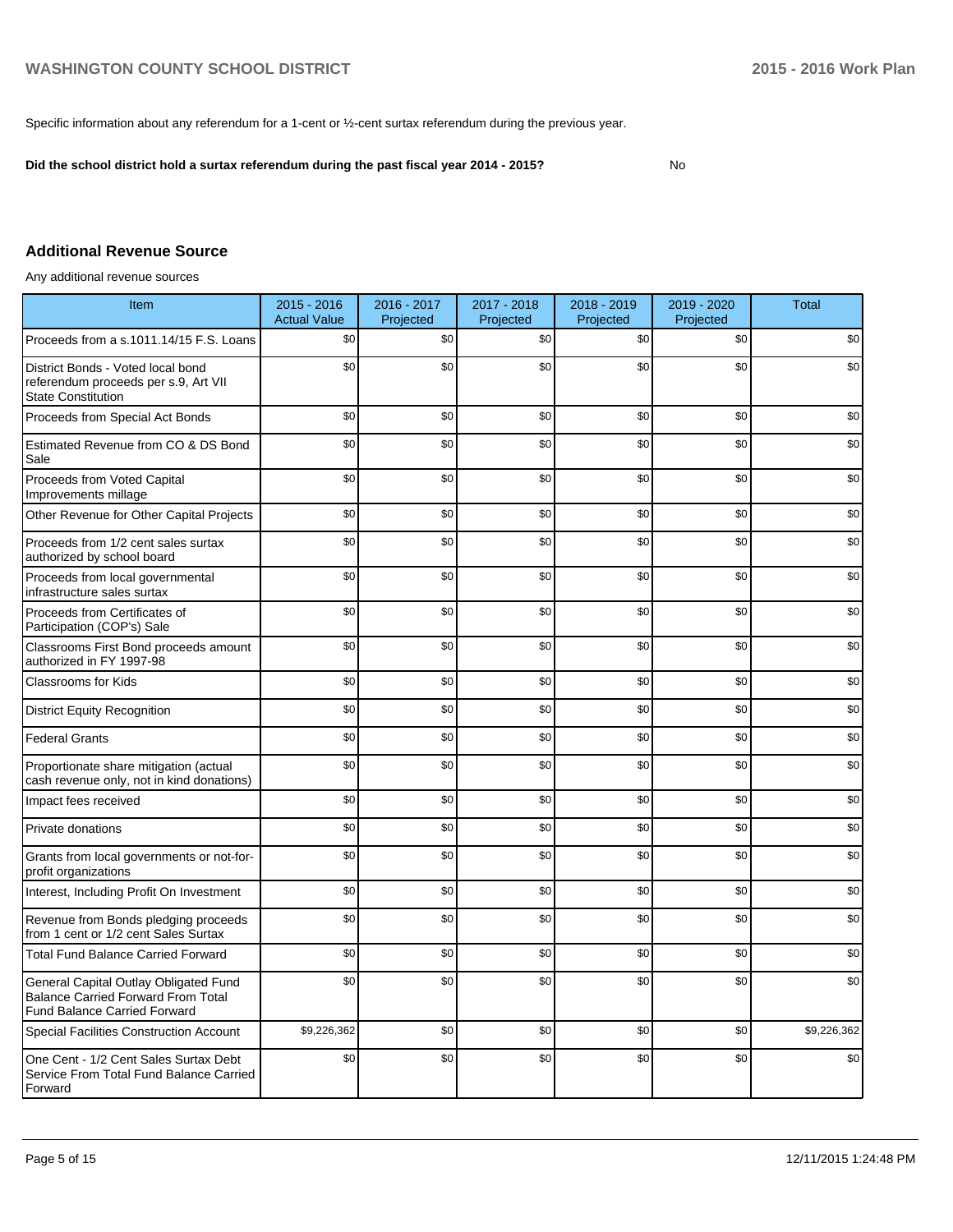Specific information about any referendum for a 1-cent or ½-cent surtax referendum during the previous year.

**Did the school district hold a surtax referendum during the past fiscal year 2014 - 2015?** No

## Additional Revenue Source

Any additional revenue sources

| Item | 2015 - 2016 Actual Value | 2016 - 2017 Projected | 2017 - 2018 Projected | 2018 - 2019 Projected | 2019 - 2020 Projected | Total |
|---|---|---|---|---|---|---|
| Proceeds from a s.1011.14/15 F.S. Loans | $0 | $0 | $0 | $0 | $0 | $0 |
| District Bonds - Voted local bond referendum proceeds per s.9, Art VII State Constitution | $0 | $0 | $0 | $0 | $0 | $0 |
| Proceeds from Special Act Bonds | $0 | $0 | $0 | $0 | $0 | $0 |
| Estimated Revenue from CO & DS Bond Sale | $0 | $0 | $0 | $0 | $0 | $0 |
| Proceeds from Voted Capital Improvements millage | $0 | $0 | $0 | $0 | $0 | $0 |
| Other Revenue for Other Capital Projects | $0 | $0 | $0 | $0 | $0 | $0 |
| Proceeds from 1/2 cent sales surtax authorized by school board | $0 | $0 | $0 | $0 | $0 | $0 |
| Proceeds from local governmental infrastructure sales surtax | $0 | $0 | $0 | $0 | $0 | $0 |
| Proceeds from Certificates of Participation (COP's) Sale | $0 | $0 | $0 | $0 | $0 | $0 |
| Classrooms First Bond proceeds amount authorized in FY 1997-98 | $0 | $0 | $0 | $0 | $0 | $0 |
| Classrooms for Kids | $0 | $0 | $0 | $0 | $0 | $0 |
| District Equity Recognition | $0 | $0 | $0 | $0 | $0 | $0 |
| Federal Grants | $0 | $0 | $0 | $0 | $0 | $0 |
| Proportionate share mitigation (actual cash revenue only, not in kind donations) | $0 | $0 | $0 | $0 | $0 | $0 |
| Impact fees received | $0 | $0 | $0 | $0 | $0 | $0 |
| Private donations | $0 | $0 | $0 | $0 | $0 | $0 |
| Grants from local governments or not-for-profit organizations | $0 | $0 | $0 | $0 | $0 | $0 |
| Interest, Including Profit On Investment | $0 | $0 | $0 | $0 | $0 | $0 |
| Revenue from Bonds pledging proceeds from 1 cent or 1/2 cent Sales Surtax | $0 | $0 | $0 | $0 | $0 | $0 |
| Total Fund Balance Carried Forward | $0 | $0 | $0 | $0 | $0 | $0 |
| General Capital Outlay Obligated Fund Balance Carried Forward From Total Fund Balance Carried Forward | $0 | $0 | $0 | $0 | $0 | $0 |
| Special Facilities Construction Account | $9,226,362 | $0 | $0 | $0 | $0 | $9,226,362 |
| One Cent - 1/2 Cent Sales Surtax Debt Service From Total Fund Balance Carried Forward | $0 | $0 | $0 | $0 | $0 | $0 |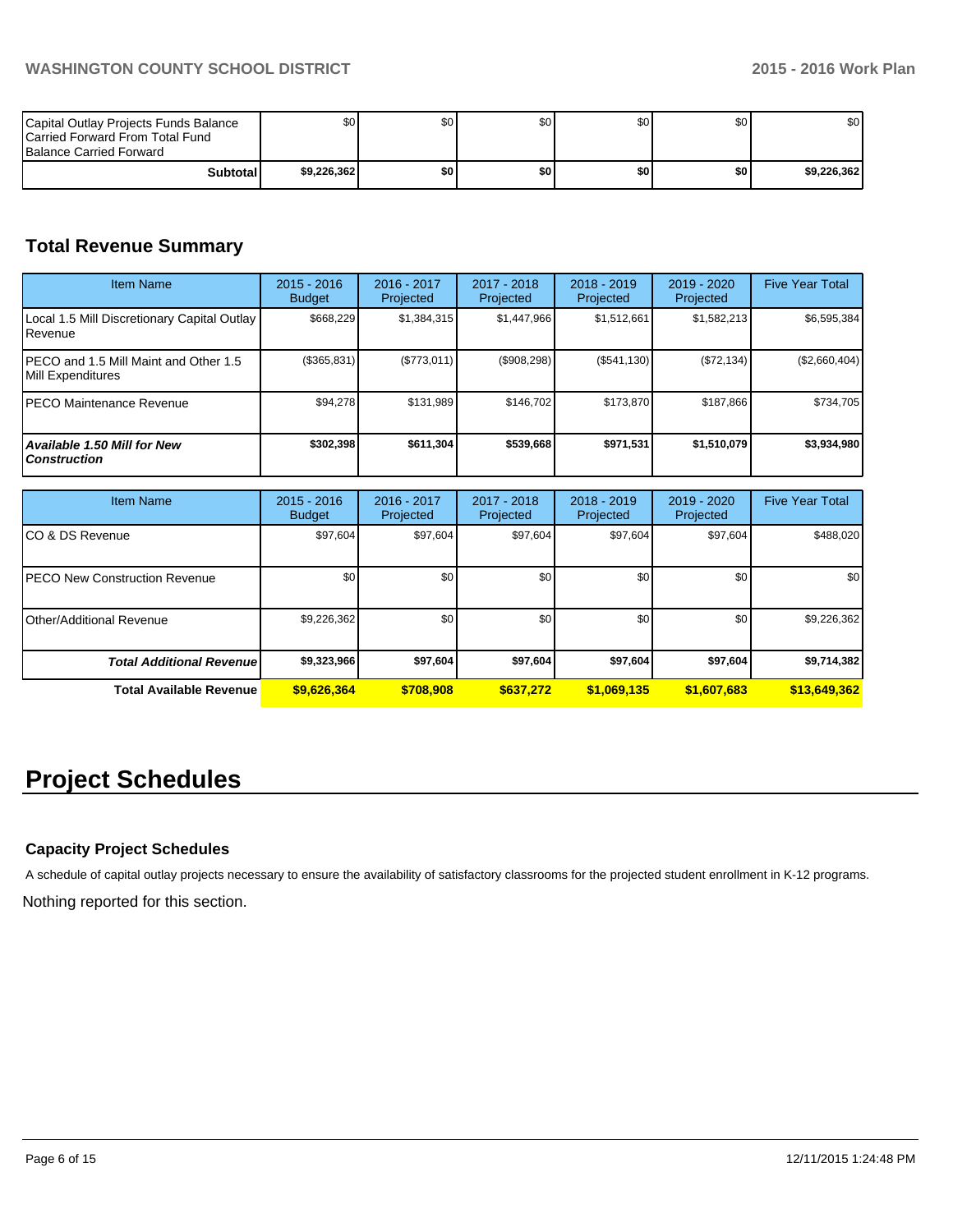| | | | | | | |
|---|---|---|---|---|---|---|
| Capital Outlay Projects Funds Balance Carried Forward From Total Fund Balance Carried Forward | $0 | $0 | $0 | $0 | $0 | $0 |
| **Subtotal** | **$9,226,362** | **$0** | **$0** | **$0** | **$0** | **$9,226,362** |

## Total Revenue Summary

| Item Name | 2015 - 2016 Budget | 2016 - 2017 Projected | 2017 - 2018 Projected | 2018 - 2019 Projected | 2019 - 2020 Projected | Five Year Total |
|---|---|---|---|---|---|---|
| Local 1.5 Mill Discretionary Capital Outlay Revenue | $668,229 | $1,384,315 | $1,447,966 | $1,512,661 | $1,582,213 | $6,595,384 |
| PECO and 1.5 Mill Maint and Other 1.5 Mill Expenditures | ($365,831) | ($773,011) | ($908,298) | ($541,130) | ($72,134) | ($2,660,404) |
| PECO Maintenance Revenue | $94,278 | $131,989 | $146,702 | $173,870 | $187,866 | $734,705 |
| ***Available 1.50 Mill for New Construction*** | **$302,398** | **$611,304** | **$539,668** | **$971,531** | **$1,510,079** | **$3,934,980** |

| Item Name | 2015 - 2016 Budget | 2016 - 2017 Projected | 2017 - 2018 Projected | 2018 - 2019 Projected | 2019 - 2020 Projected | Five Year Total |
|---|---|---|---|---|---|---|
| CO & DS Revenue | $97,604 | $97,604 | $97,604 | $97,604 | $97,604 | $488,020 |
| PECO New Construction Revenue | $0 | $0 | $0 | $0 | $0 | $0 |
| Other/Additional Revenue | $9,226,362 | $0 | $0 | $0 | $0 | $9,226,362 |
| ***Total Additional Revenue*** | **$9,323,966** | **$97,604** | **$97,604** | **$97,604** | **$97,604** | **$9,714,382** |
| **Total Available Revenue** | **$9,626,364** | **$708,908** | **$637,272** | **$1,069,135** | **$1,607,683** | **$13,649,362** |

# Project Schedules

### Capacity Project Schedules

A schedule of capital outlay projects necessary to ensure the availability of satisfactory classrooms for the projected student enrollment in K-12 programs.

Nothing reported for this section.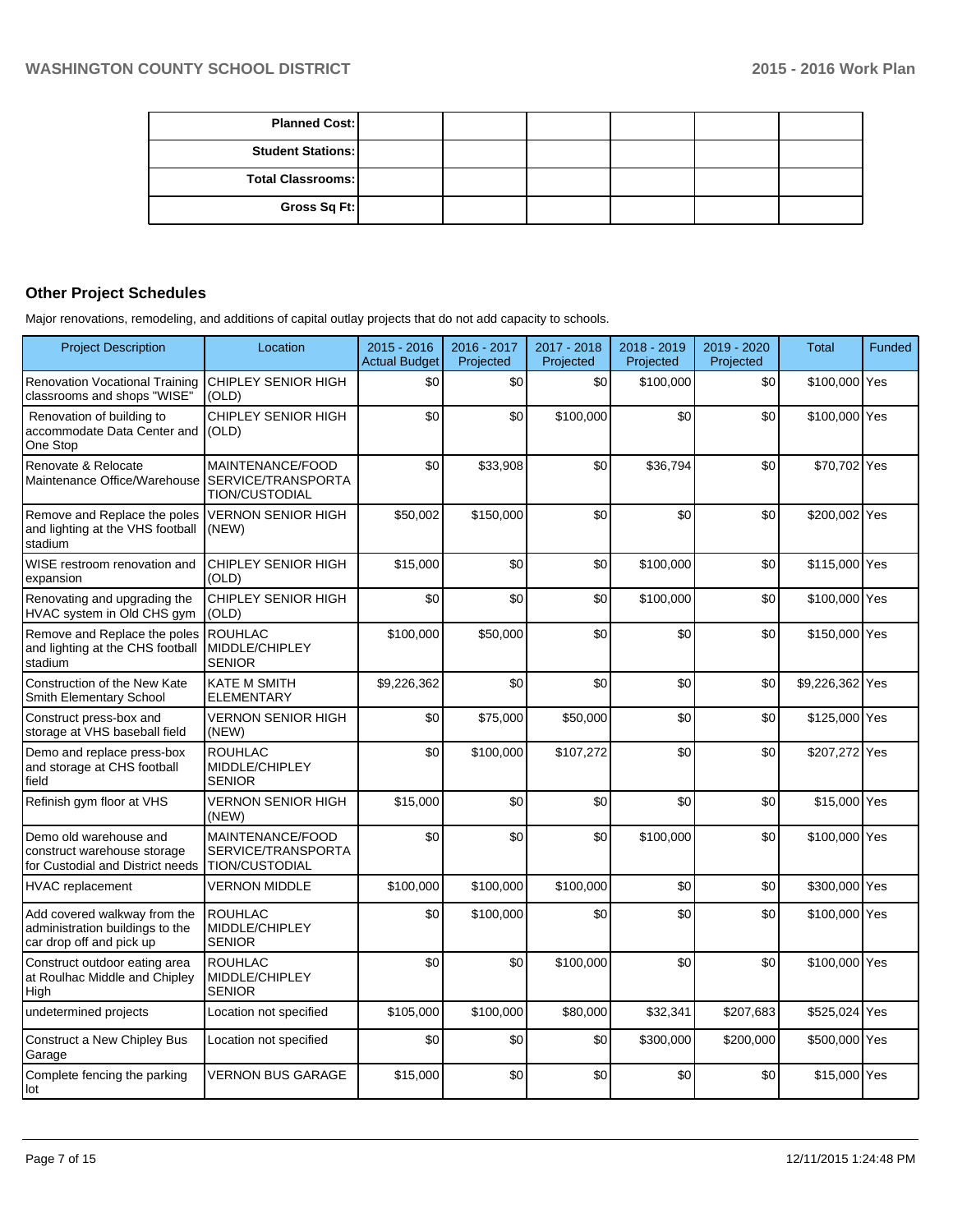| Planned Cost: | | | | | |
|---|---|---|---|---|---|
| Student Stations: | | | | | |
| Total Classrooms: | | | | | |
| Gross Sq Ft: | | | | | |

## Other Project Schedules

Major renovations, remodeling, and additions of capital outlay projects that do not add capacity to schools.

| Project Description | Location | 2015 - 2016 Actual Budget | 2016 - 2017 Projected | 2017 - 2018 Projected | 2018 - 2019 Projected | 2019 - 2020 Projected | Total | Funded |
|---|---|---|---|---|---|---|---|---|
| Renovation Vocational Training classrooms and shops "WISE" | CHIPLEY SENIOR HIGH (OLD) | $0 | $0 | $0 | $100,000 | $0 | $100,000 | Yes |
| Renovation of building to accommodate Data Center and One Stop | CHIPLEY SENIOR HIGH (OLD) | $0 | $0 | $100,000 | $0 | $0 | $100,000 | Yes |
| Renovate & Relocate Maintenance Office/Warehouse | MAINTENANCE/FOOD SERVICE/TRANSPORTATION/CUSTODIAL | $0 | $33,908 | $0 | $36,794 | $0 | $70,702 | Yes |
| Remove and Replace the poles and lighting at the VHS football stadium | VERNON SENIOR HIGH (NEW) | $50,002 | $150,000 | $0 | $0 | $0 | $200,002 | Yes |
| WISE restroom renovation and expansion | CHIPLEY SENIOR HIGH (OLD) | $15,000 | $0 | $0 | $100,000 | $0 | $115,000 | Yes |
| Renovating and upgrading the HVAC system in Old CHS gym | CHIPLEY SENIOR HIGH (OLD) | $0 | $0 | $0 | $100,000 | $0 | $100,000 | Yes |
| Remove and Replace the poles and lighting at the CHS football stadium | ROUHLAC MIDDLE/CHIPLEY SENIOR | $100,000 | $50,000 | $0 | $0 | $0 | $150,000 | Yes |
| Construction of the New Kate Smith Elementary School | KATE M SMITH ELEMENTARY | $9,226,362 | $0 | $0 | $0 | $0 | $9,226,362 | Yes |
| Construct press-box and storage at VHS baseball field | VERNON SENIOR HIGH (NEW) | $0 | $75,000 | $50,000 | $0 | $0 | $125,000 | Yes |
| Demo and replace press-box and storage at CHS football field | ROUHLAC MIDDLE/CHIPLEY SENIOR | $0 | $100,000 | $107,272 | $0 | $0 | $207,272 | Yes |
| Refinish gym floor at VHS | VERNON SENIOR HIGH (NEW) | $15,000 | $0 | $0 | $0 | $0 | $15,000 | Yes |
| Demo old warehouse and construct warehouse storage for Custodial and District needs | MAINTENANCE/FOOD SERVICE/TRANSPORTATION/CUSTODIAL | $0 | $0 | $0 | $100,000 | $0 | $100,000 | Yes |
| HVAC replacement | VERNON MIDDLE | $100,000 | $100,000 | $100,000 | $0 | $0 | $300,000 | Yes |
| Add covered walkway from the administration buildings to the car drop off and pick up | ROUHLAC MIDDLE/CHIPLEY SENIOR | $0 | $100,000 | $0 | $0 | $0 | $100,000 | Yes |
| Construct outdoor eating area at Roulhac Middle and Chipley High | ROUHLAC MIDDLE/CHIPLEY SENIOR | $0 | $0 | $100,000 | $0 | $0 | $100,000 | Yes |
| undetermined projects | Location not specified | $105,000 | $100,000 | $80,000 | $32,341 | $207,683 | $525,024 | Yes |
| Construct a New Chipley Bus Garage | Location not specified | $0 | $0 | $0 | $300,000 | $200,000 | $500,000 | Yes |
| Complete fencing the parking lot | VERNON BUS GARAGE | $15,000 | $0 | $0 | $0 | $0 | $15,000 | Yes |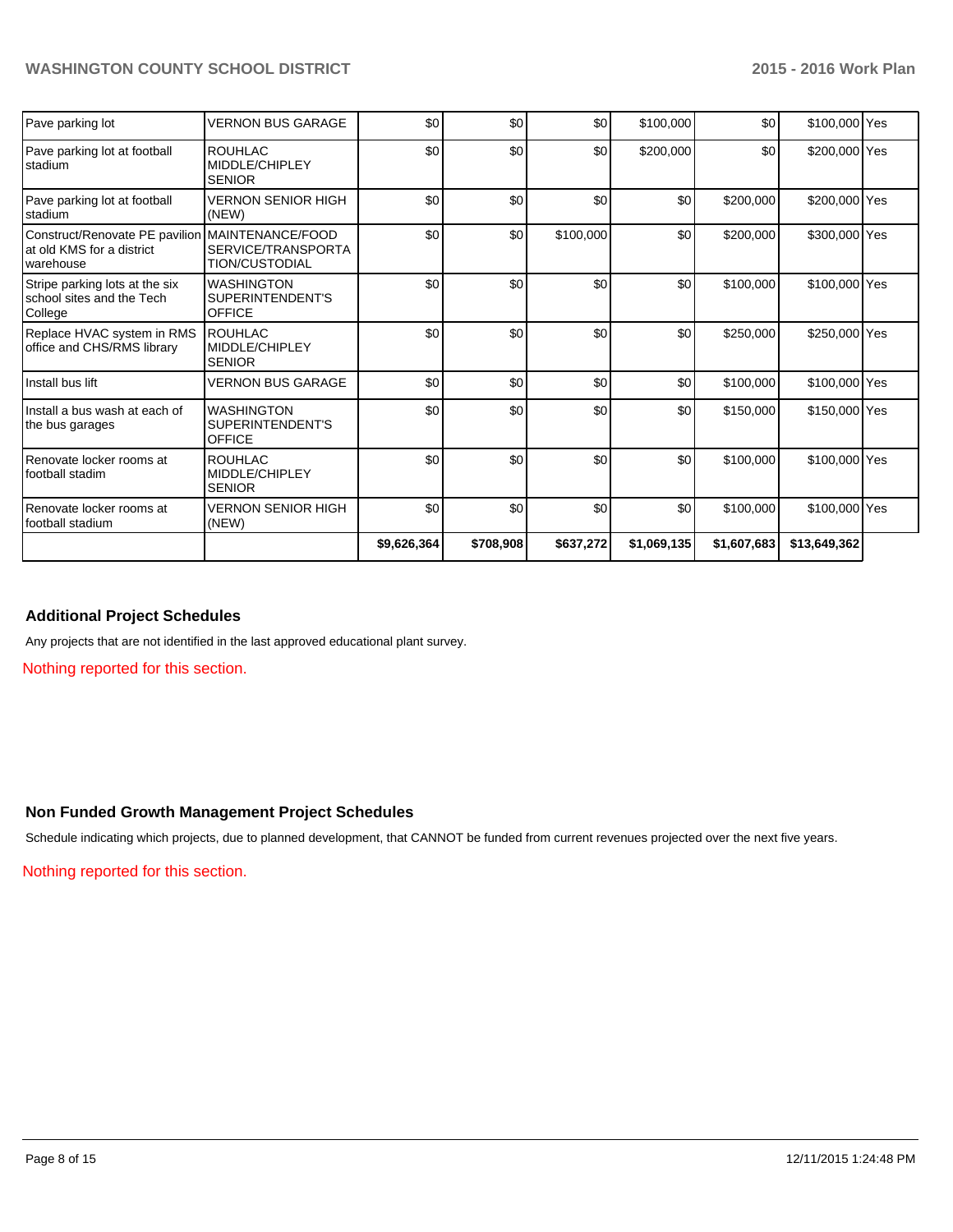| | | | | | | | | |
|---|---|---|---|---|---|---|---|---|
| Pave parking lot | VERNON BUS GARAGE | $0 | $0 | $0 | $100,000 | $0 | $100,000 | Yes |
| Pave parking lot at football stadium | ROUHLAC MIDDLE/CHIPLEY SENIOR | $0 | $0 | $0 | $200,000 | $0 | $200,000 | Yes |
| Pave parking lot at football stadium | VERNON SENIOR HIGH (NEW) | $0 | $0 | $0 | $0 | $200,000 | $200,000 | Yes |
| Construct/Renovate PE pavilion at old KMS for a district warehouse | MAINTENANCE/FOOD SERVICE/TRANSPORTATION/CUSTODIAL | $0 | $0 | $100,000 | $0 | $200,000 | $300,000 | Yes |
| Stripe parking lots at the six school sites and the Tech College | WASHINGTON SUPERINTENDENT'S OFFICE | $0 | $0 | $0 | $0 | $100,000 | $100,000 | Yes |
| Replace HVAC system in RMS office and CHS/RMS library | ROUHLAC MIDDLE/CHIPLEY SENIOR | $0 | $0 | $0 | $0 | $250,000 | $250,000 | Yes |
| Install bus lift | VERNON BUS GARAGE | $0 | $0 | $0 | $0 | $100,000 | $100,000 | Yes |
| Install a bus wash at each of the bus garages | WASHINGTON SUPERINTENDENT'S OFFICE | $0 | $0 | $0 | $0 | $150,000 | $150,000 | Yes |
| Renovate locker rooms at football stadim | ROUHLAC MIDDLE/CHIPLEY SENIOR | $0 | $0 | $0 | $0 | $100,000 | $100,000 | Yes |
| Renovate locker rooms at football stadium | VERNON SENIOR HIGH (NEW) | $0 | $0 | $0 | $0 | $100,000 | $100,000 | Yes |
| | | **$9,626,364** | **$708,908** | **$637,272** | **$1,069,135** | **$1,607,683** | **$13,649,362** | |

### Additional Project Schedules

Any projects that are not identified in the last approved educational plant survey.

Nothing reported for this section.

### Non Funded Growth Management Project Schedules

Schedule indicating which projects, due to planned development, that CANNOT be funded from current revenues projected over the next five years.

Nothing reported for this section.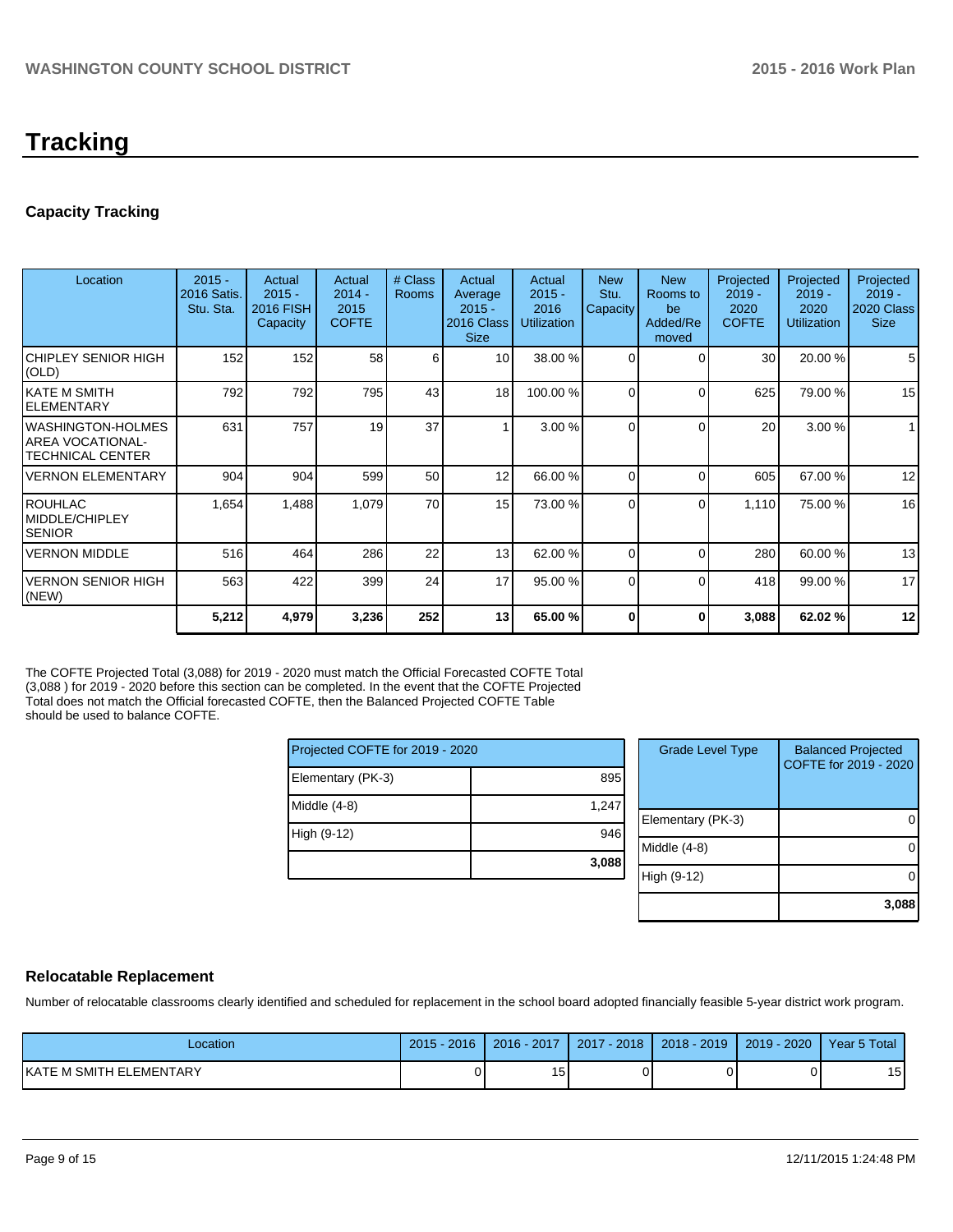# Tracking

## Capacity Tracking

| Location | 2015 - 2016 Satis. Stu. Sta. | Actual 2015 - 2016 FISH Capacity | Actual 2014 - 2015 COFTE | # Class Rooms | Actual Average 2015 - 2016 Class Size | Actual 2015 - 2016 Utilization | New Stu. Capacity | New Rooms to be Added/Removed | Projected 2019 - 2020 COFTE | Projected 2019 - 2020 Utilization | Projected 2019 - 2020 Class Size |
|---|---|---|---|---|---|---|---|---|---|---|---|
| CHIPLEY SENIOR HIGH (OLD) | 152 | 152 | 58 | 6 | 10 | 38.00 % | 0 | 0 | 30 | 20.00 % | 5 |
| KATE M SMITH ELEMENTARY | 792 | 792 | 795 | 43 | 18 | 100.00 % | 0 | 0 | 625 | 79.00 % | 15 |
| WASHINGTON-HOLMES AREA VOCATIONAL-TECHNICAL CENTER | 631 | 757 | 19 | 37 | 1 | 3.00 % | 0 | 0 | 20 | 3.00 % | 1 |
| VERNON ELEMENTARY | 904 | 904 | 599 | 50 | 12 | 66.00 % | 0 | 0 | 605 | 67.00 % | 12 |
| ROUHLAC MIDDLE/CHIPLEY SENIOR | 1,654 | 1,488 | 1,079 | 70 | 15 | 73.00 % | 0 | 0 | 1,110 | 75.00 % | 16 |
| VERNON MIDDLE | 516 | 464 | 286 | 22 | 13 | 62.00 % | 0 | 0 | 280 | 60.00 % | 13 |
| VERNON SENIOR HIGH (NEW) | 563 | 422 | 399 | 24 | 17 | 95.00 % | 0 | 0 | 418 | 99.00 % | 17 |
| | **5,212** | **4,979** | **3,236** | **252** | **13** | **65.00 %** | **0** | **0** | **3,088** | **62.02 %** | **12** |

The COFTE Projected Total (3,088) for 2019 - 2020 must match the Official Forecasted COFTE Total (3,088 ) for 2019 - 2020 before this section can be completed. In the event that the COFTE Projected Total does not match the Official forecasted COFTE, then the Balanced Projected COFTE Table should be used to balance COFTE.

| Projected COFTE for 2019 - 2020 | |
|---|---|
| Elementary (PK-3) | 895 |
| Middle (4-8) | 1,247 |
| High (9-12) | 946 |
| | **3,088** |

| Grade Level Type | Balanced Projected COFTE for 2019 - 2020 |
|---|---|
| Elementary (PK-3) | 0 |
| Middle (4-8) | 0 |
| High (9-12) | 0 |
| | **3,088** |

## Relocatable Replacement

Number of relocatable classrooms clearly identified and scheduled for replacement in the school board adopted financially feasible 5-year district work program.

| Location | 2015 - 2016 | 2016 - 2017 | 2017 - 2018 | 2018 - 2019 | 2019 - 2020 | Year 5 Total |
|---|---|---|---|---|---|---|
| KATE M SMITH ELEMENTARY | 0 | 15 | 0 | 0 | 0 | 15 |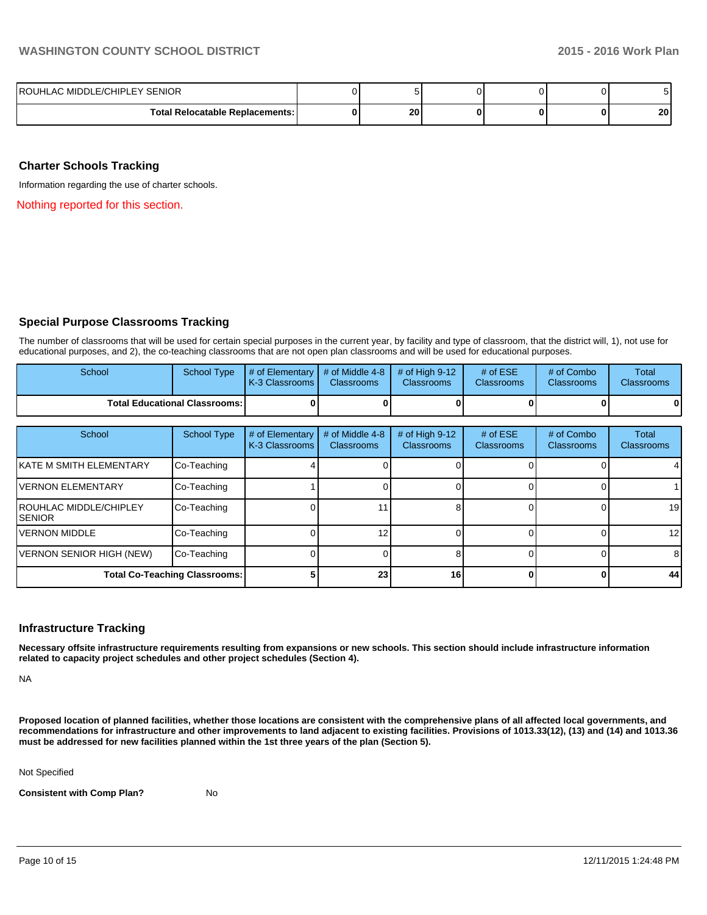| | | | | | | |
|---|---|---|---|---|---|---|
| ROUHLAC MIDDLE/CHIPLEY SENIOR | 0 | 5 | 0 | 0 | 0 | 5 |
| **Total Relocatable Replacements:** | **0** | **20** | **0** | **0** | **0** | **20** |

## Charter Schools Tracking

Information regarding the use of charter schools.

Nothing reported for this section.

## Special Purpose Classrooms Tracking

The number of classrooms that will be used for certain special purposes in the current year, by facility and type of classroom, that the district will, 1), not use for educational purposes, and 2), the co-teaching classrooms that are not open plan classrooms and will be used for educational purposes.

| School | School Type | # of Elementary K-3 Classrooms | # of Middle 4-8 Classrooms | # of High 9-12 Classrooms | # of ESE Classrooms | # of Combo Classrooms | Total Classrooms |
|---|---|---|---|---|---|---|---|
| **Total Educational Classrooms:** | | **0** | **0** | **0** | **0** | **0** | **0** |

| School | School Type | # of Elementary K-3 Classrooms | # of Middle 4-8 Classrooms | # of High 9-12 Classrooms | # of ESE Classrooms | # of Combo Classrooms | Total Classrooms |
|---|---|---|---|---|---|---|---|
| KATE M SMITH ELEMENTARY | Co-Teaching | 4 | 0 | 0 | 0 | 0 | 4 |
| VERNON ELEMENTARY | Co-Teaching | 1 | 0 | 0 | 0 | 0 | 1 |
| ROUHLAC MIDDLE/CHIPLEY SENIOR | Co-Teaching | 0 | 11 | 8 | 0 | 0 | 19 |
| VERNON MIDDLE | Co-Teaching | 0 | 12 | 0 | 0 | 0 | 12 |
| VERNON SENIOR HIGH (NEW) | Co-Teaching | 0 | 0 | 8 | 0 | 0 | 8 |
| **Total Co-Teaching Classrooms:** | | **5** | **23** | **16** | **0** | **0** | **44** |

## Infrastructure Tracking

**Necessary offsite infrastructure requirements resulting from expansions or new schools. This section should include infrastructure information related to capacity project schedules and other project schedules (Section 4).**

NA

**Proposed location of planned facilities, whether those locations are consistent with the comprehensive plans of all affected local governments, and recommendations for infrastructure and other improvements to land adjacent to existing facilities. Provisions of 1013.33(12), (13) and (14) and 1013.36 must be addressed for new facilities planned within the 1st three years of the plan (Section 5).**

Not Specified

**Consistent with Comp Plan?** No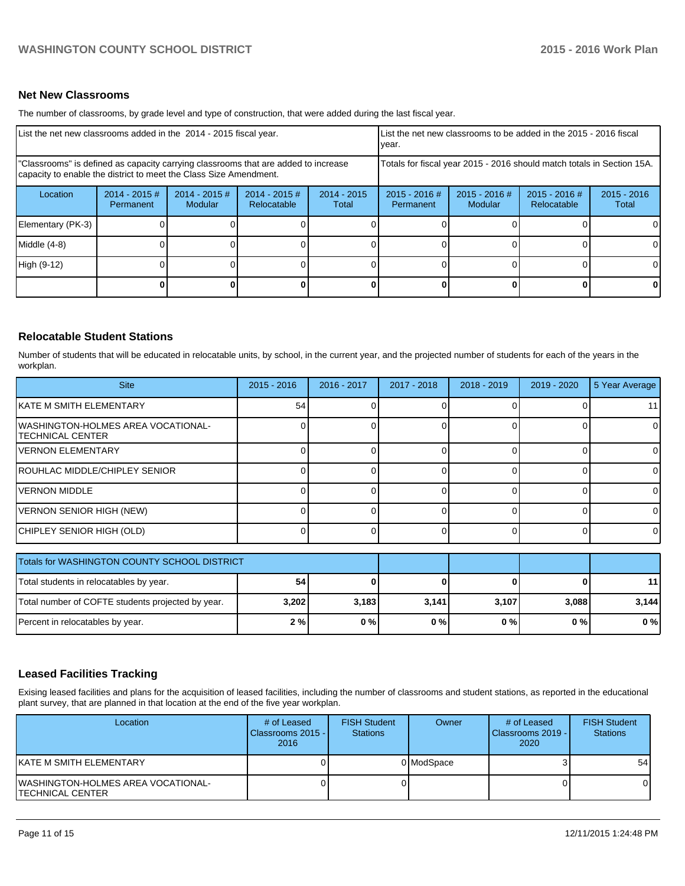## Net New Classrooms

The number of classrooms, by grade level and type of construction, that were added during the last fiscal year.

| List the net new classrooms added in the 2014 - 2015 fiscal year. | | | | | List the net new classrooms to be added in the 2015 - 2016 fiscal year. | | | |
|---|---|---|---|---|---|---|---|---|
| "Classrooms" is defined as capacity carrying classrooms that are added to increase capacity to enable the district to meet the Class Size Amendment. | | | | | Totals for fiscal year 2015 - 2016 should match totals in Section 15A. | | | |
| Location | 2014 - 2015 # Permanent | 2014 - 2015 # Modular | 2014 - 2015 # Relocatable | 2014 - 2015 Total | 2015 - 2016 # Permanent | 2015 - 2016 # Modular | 2015 - 2016 # Relocatable | 2015 - 2016 Total |
| Elementary (PK-3) | 0 | 0 | 0 | 0 | 0 | 0 | 0 | 0 |
| Middle (4-8) | 0 | 0 | 0 | 0 | 0 | 0 | 0 | 0 |
| High (9-12) | 0 | 0 | 0 | 0 | 0 | 0 | 0 | 0 |
| | **0** | **0** | **0** | **0** | **0** | **0** | **0** | **0** |

## Relocatable Student Stations

Number of students that will be educated in relocatable units, by school, in the current year, and the projected number of students for each of the years in the workplan.

| Site | 2015 - 2016 | 2016 - 2017 | 2017 - 2018 | 2018 - 2019 | 2019 - 2020 | 5 Year Average |
|---|---|---|---|---|---|---|
| KATE M SMITH ELEMENTARY | 54 | 0 | 0 | 0 | 0 | 11 |
| WASHINGTON-HOLMES AREA VOCATIONAL-TECHNICAL CENTER | 0 | 0 | 0 | 0 | 0 | 0 |
| VERNON ELEMENTARY | 0 | 0 | 0 | 0 | 0 | 0 |
| ROUHLAC MIDDLE/CHIPLEY SENIOR | 0 | 0 | 0 | 0 | 0 | 0 |
| VERNON MIDDLE | 0 | 0 | 0 | 0 | 0 | 0 |
| VERNON SENIOR HIGH (NEW) | 0 | 0 | 0 | 0 | 0 | 0 |
| CHIPLEY SENIOR HIGH (OLD) | 0 | 0 | 0 | 0 | 0 | 0 |

| Totals for WASHINGTON COUNTY SCHOOL DISTRICT | | | | | | |
|---|---|---|---|---|---|---|
| Total students in relocatables by year. | **54** | **0** | **0** | **0** | **0** | **11** |
| Total number of COFTE students projected by year. | **3,202** | **3,183** | **3,141** | **3,107** | **3,088** | **3,144** |
| Percent in relocatables by year. | **2 %** | **0 %** | **0 %** | **0 %** | **0 %** | **0 %** |

## Leased Facilities Tracking

Exising leased facilities and plans for the acquisition of leased facilities, including the number of classrooms and student stations, as reported in the educational plant survey, that are planned in that location at the end of the five year workplan.

| Location | # of Leased Classrooms 2015 - 2016 | FISH Student Stations | Owner | # of Leased Classrooms 2019 - 2020 | FISH Student Stations |
|---|---|---|---|---|---|
| KATE M SMITH ELEMENTARY | 0 | 0 | ModSpace | 3 | 54 |
| WASHINGTON-HOLMES AREA VOCATIONAL-TECHNICAL CENTER | 0 | 0 | | 0 | 0 |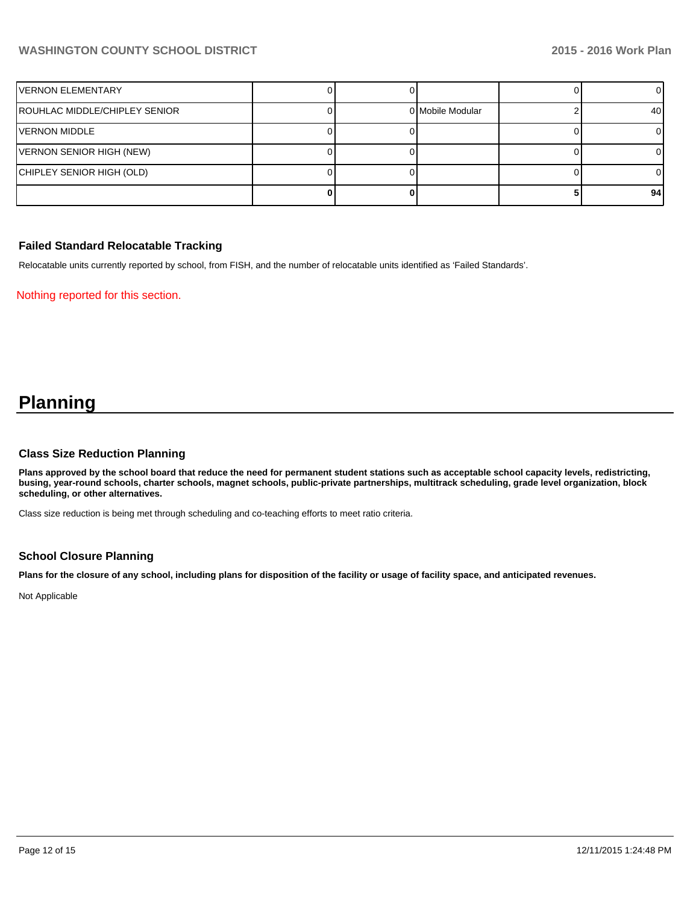| | | | | | |
|---|---|---|---|---|---|
| VERNON ELEMENTARY | 0 | 0 | | 0 | 0 |
| ROUHLAC MIDDLE/CHIPLEY SENIOR | 0 | 0 | Mobile Modular | 2 | 40 |
| VERNON MIDDLE | 0 | 0 | | 0 | 0 |
| VERNON SENIOR HIGH (NEW) | 0 | 0 | | 0 | 0 |
| CHIPLEY SENIOR HIGH (OLD) | 0 | 0 | | 0 | 0 |
| | **0** | **0** | | **5** | **94** |

### Failed Standard Relocatable Tracking

Relocatable units currently reported by school, from FISH, and the number of relocatable units identified as 'Failed Standards'.

Nothing reported for this section.

# Planning

### Class Size Reduction Planning

**Plans approved by the school board that reduce the need for permanent student stations such as acceptable school capacity levels, redistricting, busing, year-round schools, charter schools, magnet schools, public-private partnerships, multitrack scheduling, grade level organization, block scheduling, or other alternatives.**

Class size reduction is being met through scheduling and co-teaching efforts to meet ratio criteria.

### School Closure Planning

**Plans for the closure of any school, including plans for disposition of the facility or usage of facility space, and anticipated revenues.**

Not Applicable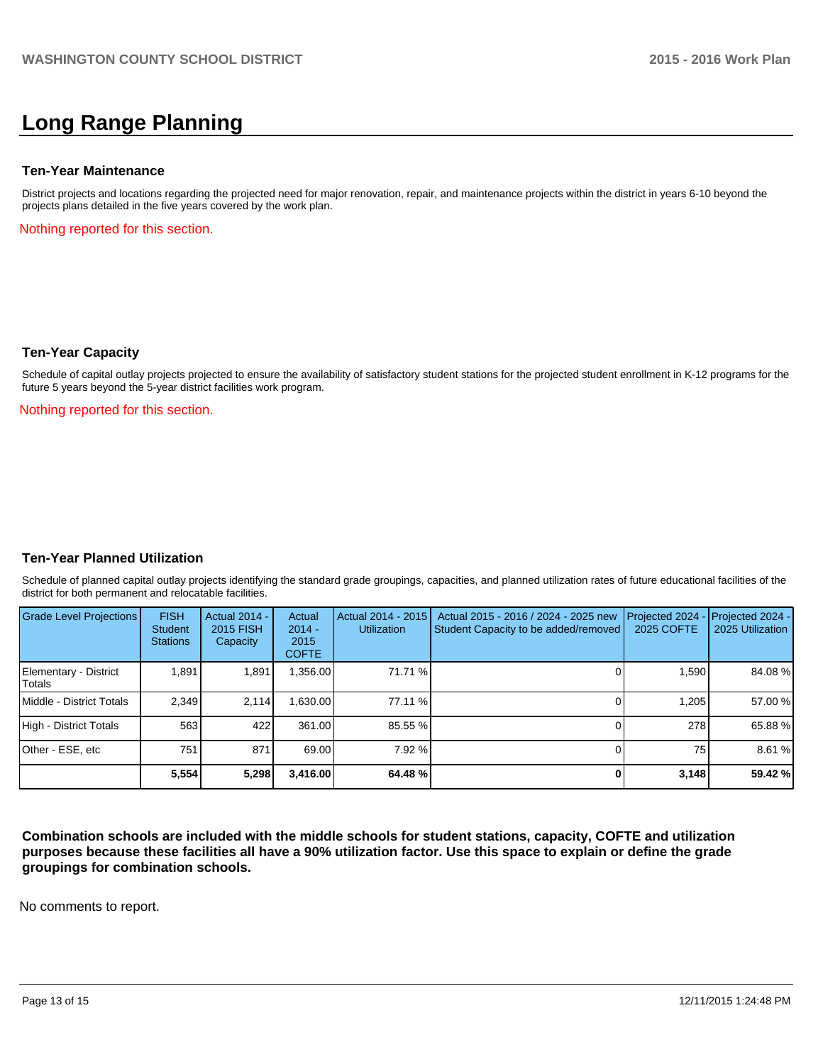# Long Range Planning

### Ten-Year Maintenance

District projects and locations regarding the projected need for major renovation, repair, and maintenance projects within the district in years 6-10 beyond the projects plans detailed in the five years covered by the work plan.

Nothing reported for this section.

### Ten-Year Capacity

Schedule of capital outlay projects projected to ensure the availability of satisfactory student stations for the projected student enrollment in K-12 programs for the future 5 years beyond the 5-year district facilities work program.

Nothing reported for this section.

### Ten-Year Planned Utilization

Schedule of planned capital outlay projects identifying the standard grade groupings, capacities, and planned utilization rates of future educational facilities of the district for both permanent and relocatable facilities.

| Grade Level Projections | FISH Student Stations | Actual 2014 - 2015 FISH Capacity | Actual 2014 - 2015 COFTE | Actual 2014 - 2015 Utilization | Actual 2015 - 2016 / 2024 - 2025 new Student Capacity to be added/removed | Projected 2024 - 2025 COFTE | Projected 2024 - 2025 Utilization |
|---|---|---|---|---|---|---|---|
| Elementary - District Totals | 1,891 | 1,891 | 1,356.00 | 71.71 % | 0 | 1,590 | 84.08 % |
| Middle - District Totals | 2,349 | 2,114 | 1,630.00 | 77.11 % | 0 | 1,205 | 57.00 % |
| High - District Totals | 563 | 422 | 361.00 | 85.55 % | 0 | 278 | 65.88 % |
| Other - ESE, etc | 751 | 871 | 69.00 | 7.92 % | 0 | 75 | 8.61 % |
| | **5,554** | **5,298** | **3,416.00** | **64.48 %** | **0** | **3,148** | **59.42 %** |

**Combination schools are included with the middle schools for student stations, capacity, COFTE and utilization purposes because these facilities all have a 90% utilization factor. Use this space to explain or define the grade groupings for combination schools.**

No comments to report.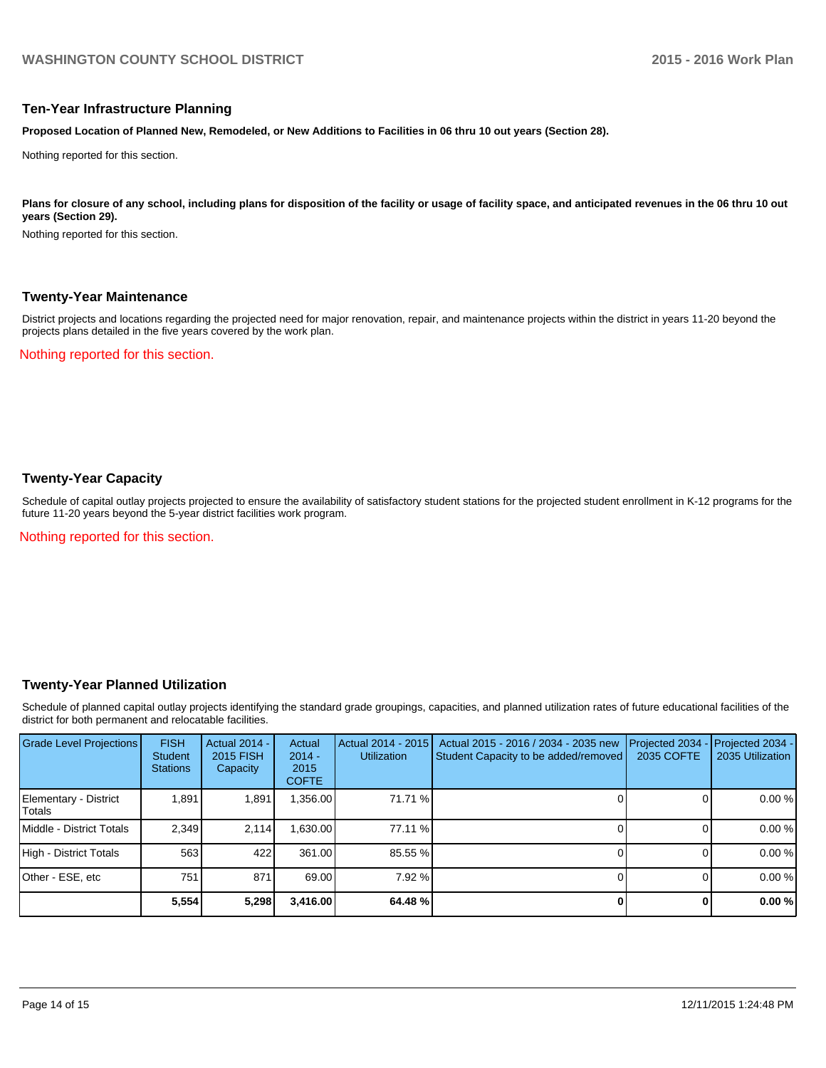## Ten-Year Infrastructure Planning

**Proposed Location of Planned New, Remodeled, or New Additions to Facilities in 06 thru 10 out years (Section 28).**

Nothing reported for this section.

**Plans for closure of any school, including plans for disposition of the facility or usage of facility space, and anticipated revenues in the 06 thru 10 out years (Section 29).**

Nothing reported for this section.

## Twenty-Year Maintenance

District projects and locations regarding the projected need for major renovation, repair, and maintenance projects within the district in years 11-20 beyond the projects plans detailed in the five years covered by the work plan.

Nothing reported for this section.

## Twenty-Year Capacity

Schedule of capital outlay projects projected to ensure the availability of satisfactory student stations for the projected student enrollment in K-12 programs for the future 11-20 years beyond the 5-year district facilities work program.

Nothing reported for this section.

## Twenty-Year Planned Utilization

Schedule of planned capital outlay projects identifying the standard grade groupings, capacities, and planned utilization rates of future educational facilities of the district for both permanent and relocatable facilities.

| Grade Level Projections | FISH Student Stations | Actual 2014 - 2015 FISH Capacity | Actual 2014 - 2015 COFTE | Actual 2014 - 2015 Utilization | Actual 2015 - 2016 / 2034 - 2035 new Student Capacity to be added/removed | Projected 2034 - 2035 COFTE | Projected 2034 - 2035 Utilization |
|---|---|---|---|---|---|---|---|
| Elementary - District Totals | 1,891 | 1,891 | 1,356.00 | 71.71 % | 0 | 0 | 0.00 % |
| Middle - District Totals | 2,349 | 2,114 | 1,630.00 | 77.11 % | 0 | 0 | 0.00 % |
| High - District Totals | 563 | 422 | 361.00 | 85.55 % | 0 | 0 | 0.00 % |
| Other - ESE, etc | 751 | 871 | 69.00 | 7.92 % | 0 | 0 | 0.00 % |
| | **5,554** | **5,298** | **3,416.00** | **64.48 %** | **0** | **0** | **0.00 %** |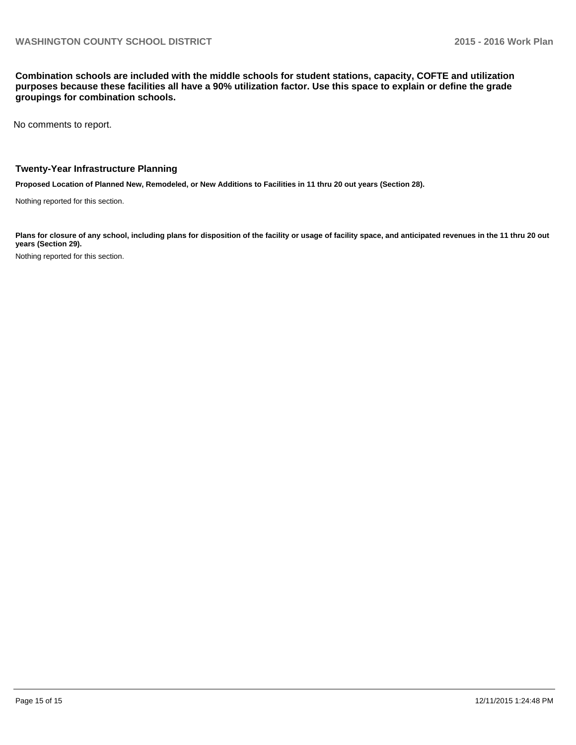**Combination schools are included with the middle schools for student stations, capacity, COFTE and utilization purposes because these facilities all have a 90% utilization factor. Use this space to explain or define the grade groupings for combination schools.**

No comments to report.

## Twenty-Year Infrastructure Planning

**Proposed Location of Planned New, Remodeled, or New Additions to Facilities in 11 thru 20 out years (Section 28).**

Nothing reported for this section.

**Plans for closure of any school, including plans for disposition of the facility or usage of facility space, and anticipated revenues in the 11 thru 20 out years (Section 29).**

Nothing reported for this section.